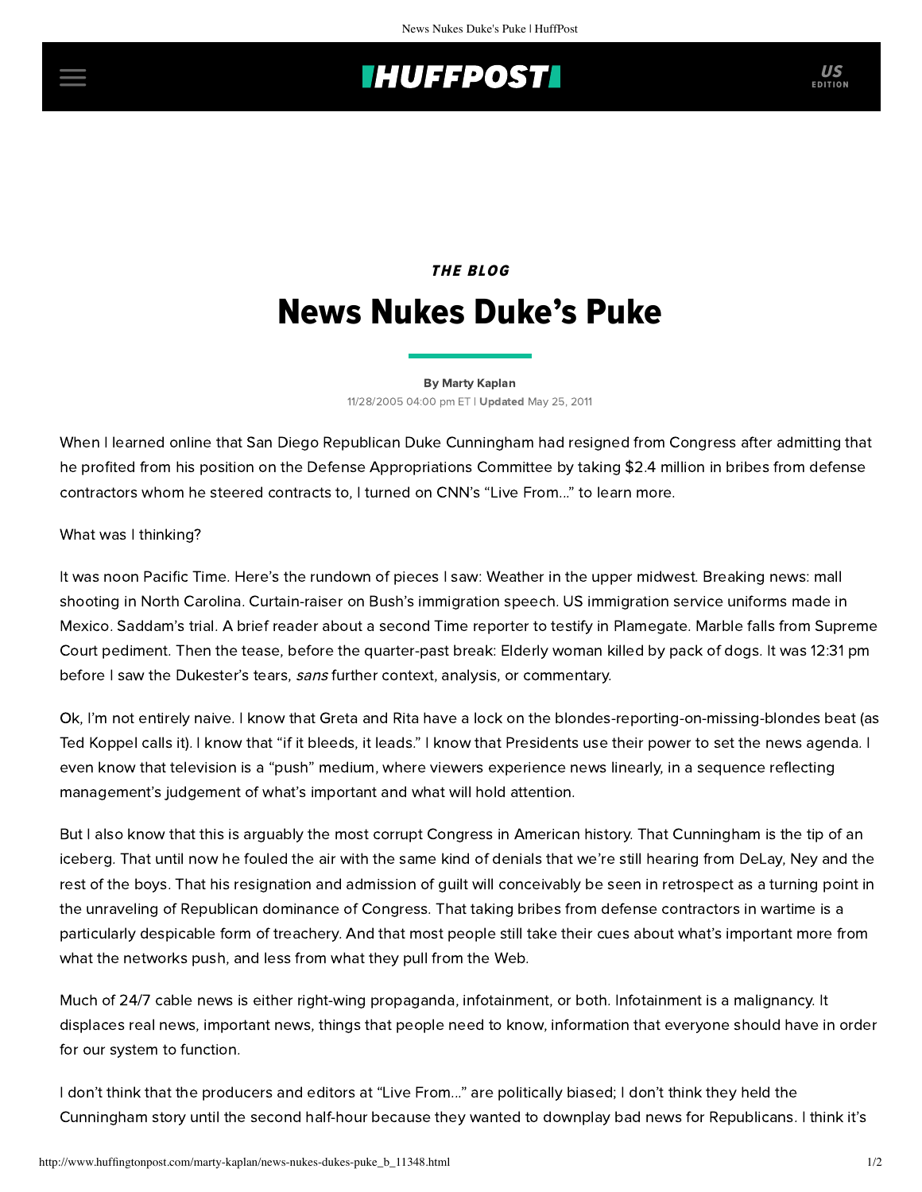THE BLOG

# News Nukes Duke's Puke

By Marty Kaplan

11/28/2005 04:00 pm ET | **Updated** May 25, 2011

When I learned online that San Diego Republican Duke Cunningham had resigned from Congress after admitting that he profited from his position on the Defense Appropriations Committee by taking $2.4 million in bribes from defense contractors whom he steered contracts to, I turned on CNN's "Live From..." to learn more.

What was I thinking?

It was noon Pacific Time. Here's the rundown of pieces I saw: Weather in the upper midwest. Breaking news: mall shooting in North Carolina. Curtain-raiser on Bush's immigration speech. US immigration service uniforms made in Mexico. Saddam's trial. A brief reader about a second Time reporter to testify in Plamegate. Marble falls from Supreme Court pediment. Then the tease, before the quarter-past break: Elderly woman killed by pack of dogs. It was 12:31 pm before I saw the Dukester's tears, *sans* further context, analysis, or commentary.

Ok, I'm not entirely naive. I know that Greta and Rita have a lock on the blondes-reporting-on-missing-blondes beat (as Ted Koppel calls it). I know that "if it bleeds, it leads." I know that Presidents use their power to set the news agenda. I even know that television is a "push" medium, where viewers experience news linearly, in a sequence reflecting management's judgement of what's important and what will hold attention.

But I also know that this is arguably the most corrupt Congress in American history. That Cunningham is the tip of an iceberg. That until now he fouled the air with the same kind of denials that we're still hearing from DeLay, Ney and the rest of the boys. That his resignation and admission of guilt will conceivably be seen in retrospect as a turning point in the unraveling of Republican dominance of Congress. That taking bribes from defense contractors in wartime is a particularly despicable form of treachery. And that most people still take their cues about what's important more from what the networks push, and less from what they pull from the Web.

Much of 24/7 cable news is either right-wing propaganda, infotainment, or both. Infotainment is a malignancy. It displaces real news, important news, things that people need to know, information that everyone should have in order for our system to function.

I don't think that the producers and editors at "Live From..." are politically biased; I don't think they held the Cunningham story until the second half-hour because they wanted to downplay bad news for Republicans. I think it's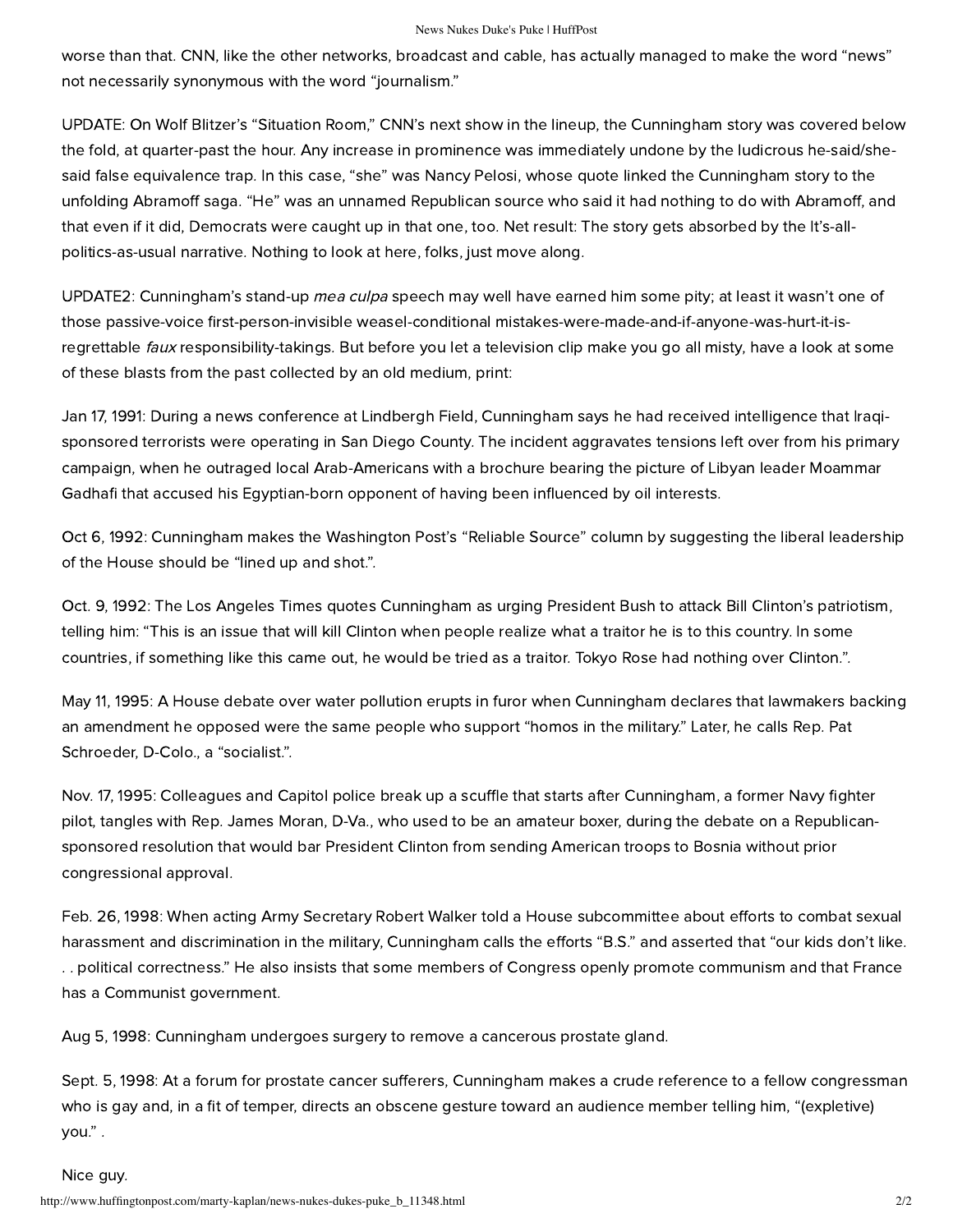worse than that. CNN, like the other networks, broadcast and cable, has actually managed to make the word "news" not necessarily synonymous with the word "journalism."

UPDATE: On Wolf Blitzer's "Situation Room," CNN's next show in the lineup, the Cunningham story was covered below the fold, at quarter-past the hour. Any increase in prominence was immediately undone by the ludicrous he-said/she-said false equivalence trap. In this case, "she" was Nancy Pelosi, whose quote linked the Cunningham story to the unfolding Abramoff saga. "He" was an unnamed Republican source who said it had nothing to do with Abramoff, and that even if it did, Democrats were caught up in that one, too. Net result: The story gets absorbed by the It's-all-politics-as-usual narrative. Nothing to look at here, folks, just move along.

UPDATE2: Cunningham's stand-up *mea culpa* speech may well have earned him some pity; at least it wasn't one of those passive-voice first-person-invisible weasel-conditional mistakes-were-made-and-if-anyone-was-hurt-it-is-regrettable *faux* responsibility-takings. But before you let a television clip make you go all misty, have a look at some of these blasts from the past collected by an old medium, print:

Jan 17, 1991: During a news conference at Lindbergh Field, Cunningham says he had received intelligence that Iraqi-sponsored terrorists were operating in San Diego County. The incident aggravates tensions left over from his primary campaign, when he outraged local Arab-Americans with a brochure bearing the picture of Libyan leader Moammar Gadhafi that accused his Egyptian-born opponent of having been influenced by oil interests.

Oct 6, 1992: Cunningham makes the Washington Post's "Reliable Source" column by suggesting the liberal leadership of the House should be "lined up and shot.".

Oct. 9, 1992: The Los Angeles Times quotes Cunningham as urging President Bush to attack Bill Clinton's patriotism, telling him: "This is an issue that will kill Clinton when people realize what a traitor he is to this country. In some countries, if something like this came out, he would be tried as a traitor. Tokyo Rose had nothing over Clinton.".

May 11, 1995: A House debate over water pollution erupts in furor when Cunningham declares that lawmakers backing an amendment he opposed were the same people who support "homos in the military." Later, he calls Rep. Pat Schroeder, D-Colo., a "socialist.".

Nov. 17, 1995: Colleagues and Capitol police break up a scuffle that starts after Cunningham, a former Navy fighter pilot, tangles with Rep. James Moran, D-Va., who used to be an amateur boxer, during the debate on a Republican-sponsored resolution that would bar President Clinton from sending American troops to Bosnia without prior congressional approval.

Feb. 26, 1998: When acting Army Secretary Robert Walker told a House subcommittee about efforts to combat sexual harassment and discrimination in the military, Cunningham calls the efforts "B.S." and asserted that "our kids don't like. . . political correctness." He also insists that some members of Congress openly promote communism and that France has a Communist government.

Aug 5, 1998: Cunningham undergoes surgery to remove a cancerous prostate gland.

Sept. 5, 1998: At a forum for prostate cancer sufferers, Cunningham makes a crude reference to a fellow congressman who is gay and, in a fit of temper, directs an obscene gesture toward an audience member telling him, "(expletive) you." .

Nice guy.